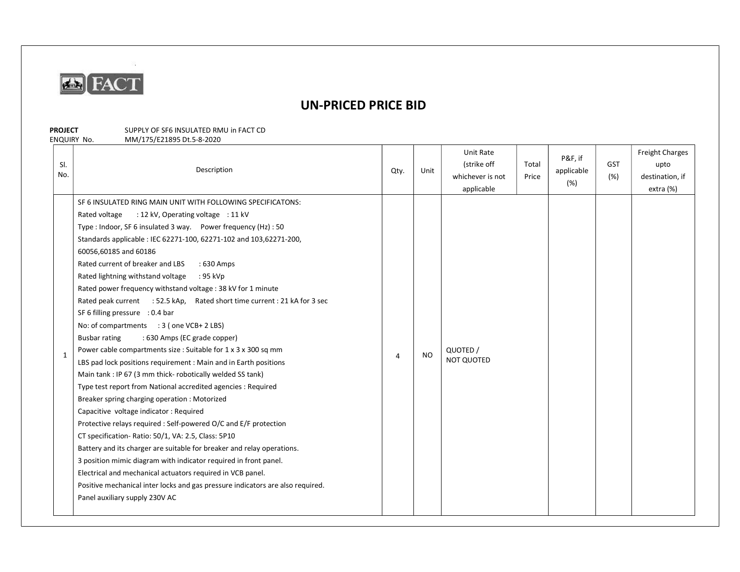FACT

# UN-PRICED PRICE BID

**PROJECT** SUPPLY OF SF6 INSULATED RMU in FACT CD
ENQUIRY No. MM/175/E21895 Dt.5-8-2020

| Sl. No. | Description | Qty. | Unit | Unit Rate (strike off whichever is not applicable | Total Price | P&F, if applicable (%) | GST (%) | Freight Charges upto destination, if extra (%) |
|---|---|---|---|---|---|---|---|---|
| 1 | SF 6 INSULATED RING MAIN UNIT WITH FOLLOWING SPECIFICATONS:<br>Rated voltage : 12 kV, Operating voltage : 11 kV<br>Type : Indoor, SF 6 insulated 3 way. Power frequency (Hz) : 50<br>Standards applicable : IEC 62271-100, 62271-102 and 103,62271-200, 60056,60185 and 60186<br>Rated current of breaker and LBS : 630 Amps<br>Rated lightning withstand voltage : 95 kVp<br>Rated power frequency withstand voltage : 38 kV for 1 minute<br>Rated peak current : 52.5 kAp, Rated short time current : 21 kA for 3 sec<br>SF 6 filling pressure : 0.4 bar<br>No: of compartments : 3 ( one VCB+ 2 LBS)<br>Busbar rating : 630 Amps (EC grade copper)<br>Power cable compartments size : Suitable for 1 x 3 x 300 sq mm<br>LBS pad lock positions requirement : Main and in Earth positions<br>Main tank : IP 67 (3 mm thick- robotically welded SS tank)<br>Type test report from National accredited agencies : Required<br>Breaker spring charging operation : Motorized<br>Capacitive voltage indicator : Required<br>Protective relays required : Self-powered O/C and E/F protection<br>CT specification- Ratio: 50/1, VA: 2.5, Class: 5P10<br>Battery and its charger are suitable for breaker and relay operations.<br>3 position mimic diagram with indicator required in front panel.<br>Electrical and mechanical actuators required in VCB panel.<br>Positive mechanical inter locks and gas pressure indicators are also required.<br>Panel auxiliary supply 230V AC | 4 | NO | QUOTED / NOT QUOTED | | | | |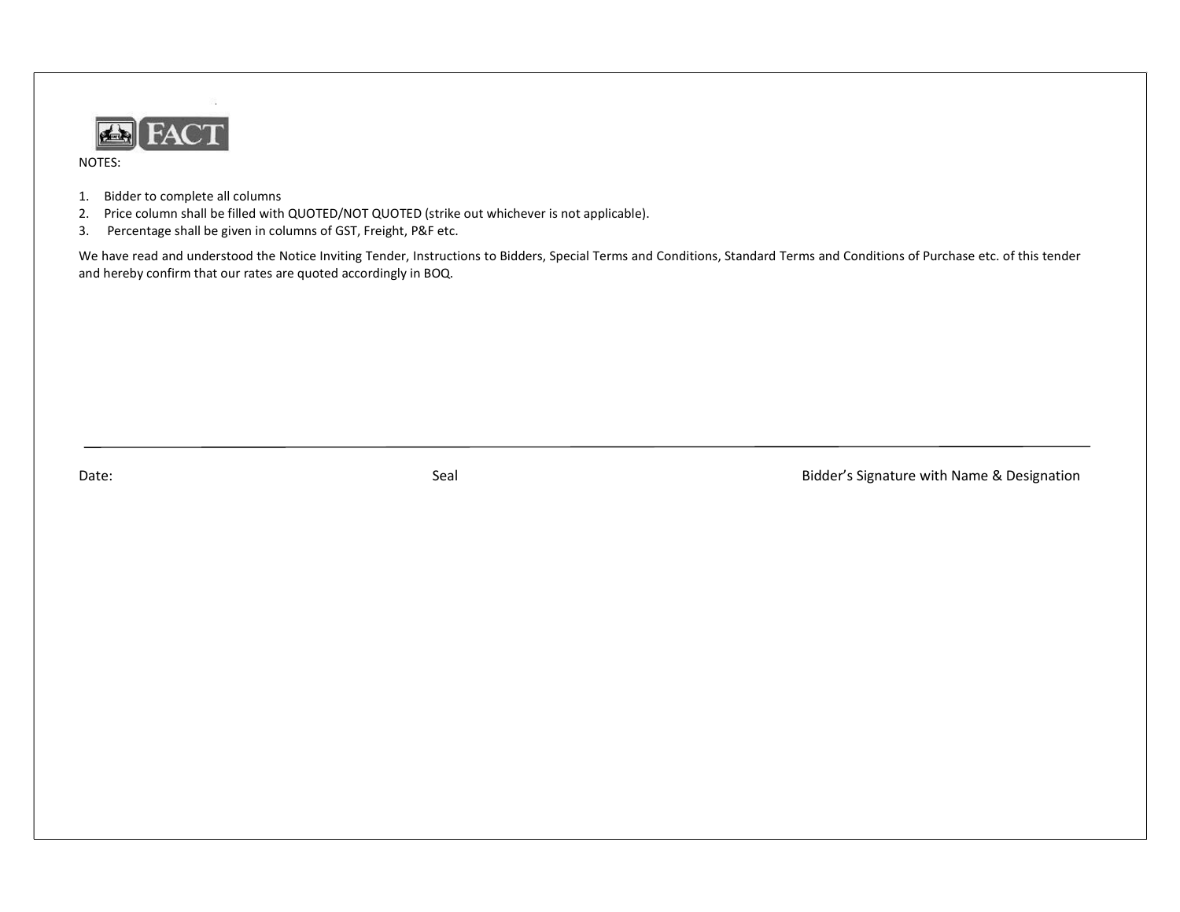FACT

NOTES:

1. Bidder to complete all columns
2. Price column shall be filled with QUOTED/NOT QUOTED (strike out whichever is not applicable).
3. Percentage shall be given in columns of GST, Freight, P&F etc.

We have read and understood the Notice Inviting Tender, Instructions to Bidders, Special Terms and Conditions, Standard Terms and Conditions of Purchase etc. of this tender and hereby confirm that our rates are quoted accordingly in BOQ.

---

Date: Seal Bidder's Signature with Name & Designation